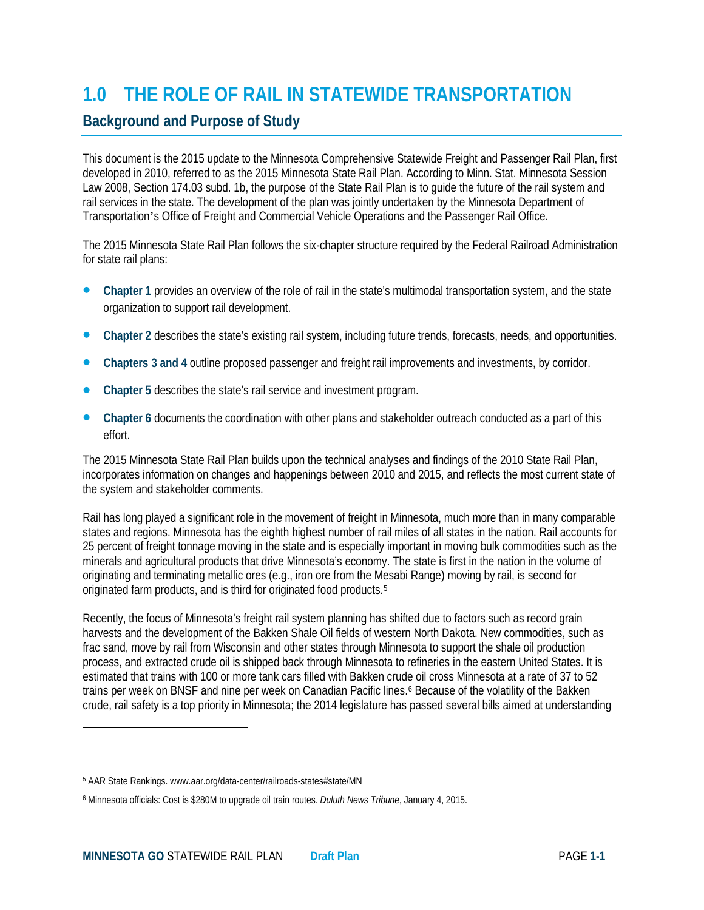# 1.0 THE ROLE OF RAIL IN STATEWIDE TRANSPORTATION

## Background and Purpose of Study

This document is the 2015 update to the Minnesota Comprehensive Statewide Freight and Passenger Rail Plan, first developed in 2010, referred to as the 2015 Minnesota State Rail Plan. According to Minn. Stat. Minnesota Session Law 2008, Section 174.03 subd. 1b, the purpose of the State Rail Plan is to guide the future of the rail system and rail services in the state. The development of the plan was jointly undertaken by the Minnesota Department of Transportation's Office of Freight and Commercial Vehicle Operations and the Passenger Rail Office.

The 2015 Minnesota State Rail Plan follows the six-chapter structure required by the Federal Railroad Administration for state rail plans:

- **Chapter 1** provides an overview of the role of rail in the state's multimodal transportation system, and the state organization to support rail development.
- **Chapter 2** describes the state's existing rail system, including future trends, forecasts, needs, and opportunities.
- **Chapters 3 and 4** outline proposed passenger and freight rail improvements and investments, by corridor.
- **Chapter 5** describes the state's rail service and investment program.
- **Chapter 6** documents the coordination with other plans and stakeholder outreach conducted as a part of this effort.

The 2015 Minnesota State Rail Plan builds upon the technical analyses and findings of the 2010 State Rail Plan, incorporates information on changes and happenings between 2010 and 2015, and reflects the most current state of the system and stakeholder comments.

Rail has long played a significant role in the movement of freight in Minnesota, much more than in many comparable states and regions. Minnesota has the eighth highest number of rail miles of all states in the nation. Rail accounts for 25 percent of freight tonnage moving in the state and is especially important in moving bulk commodities such as the minerals and agricultural products that drive Minnesota's economy. The state is first in the nation in the volume of originating and terminating metallic ores (e.g., iron ore from the Mesabi Range) moving by rail, is second for originated farm products, and is third for originated food products.[5]

Recently, the focus of Minnesota's freight rail system planning has shifted due to factors such as record grain harvests and the development of the Bakken Shale Oil fields of western North Dakota. New commodities, such as frac sand, move by rail from Wisconsin and other states through Minnesota to support the shale oil production process, and extracted crude oil is shipped back through Minnesota to refineries in the eastern United States. It is estimated that trains with 100 or more tank cars filled with Bakken crude oil cross Minnesota at a rate of 37 to 52 trains per week on BNSF and nine per week on Canadian Pacific lines.[6] Because of the volatility of the Bakken crude, rail safety is a top priority in Minnesota; the 2014 legislature has passed several bills aimed at understanding

---

[5] AAR State Rankings. www.aar.org/data-center/railroads-states#state/MN

[6] Minnesota officials: Cost is $280M to upgrade oil train routes. *Duluth News Tribune*, January 4, 2015.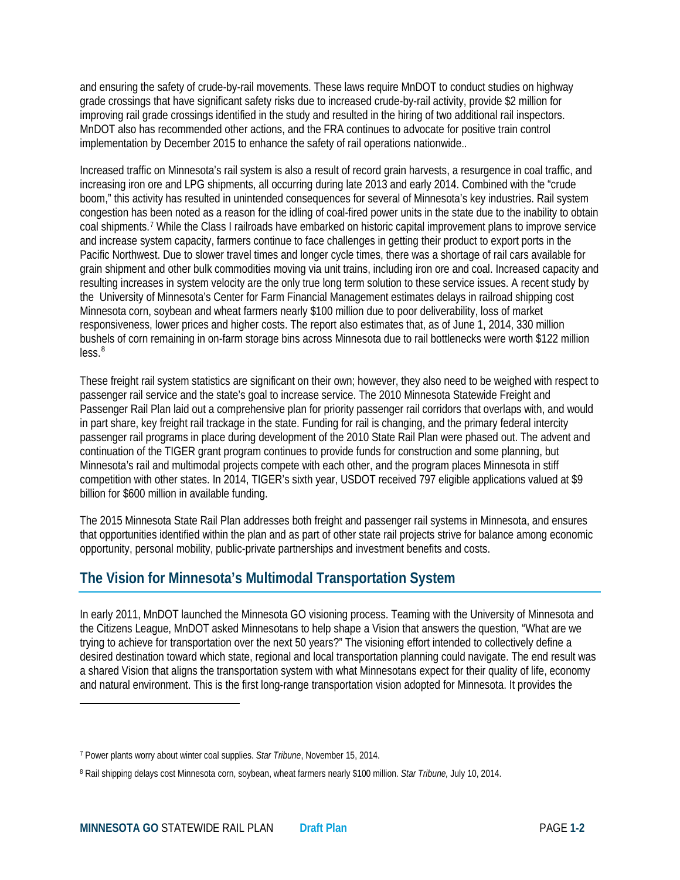and ensuring the safety of crude-by-rail movements. These laws require MnDOT to conduct studies on highway grade crossings that have significant safety risks due to increased crude-by-rail activity, provide $2 million for improving rail grade crossings identified in the study and resulted in the hiring of two additional rail inspectors. MnDOT also has recommended other actions, and the FRA continues to advocate for positive train control implementation by December 2015 to enhance the safety of rail operations nationwide..

Increased traffic on Minnesota's rail system is also a result of record grain harvests, a resurgence in coal traffic, and increasing iron ore and LPG shipments, all occurring during late 2013 and early 2014. Combined with the "crude boom," this activity has resulted in unintended consequences for several of Minnesota's key industries. Rail system congestion has been noted as a reason for the idling of coal-fired power units in the state due to the inability to obtain coal shipments.[7] While the Class I railroads have embarked on historic capital improvement plans to improve service and increase system capacity, farmers continue to face challenges in getting their product to export ports in the Pacific Northwest. Due to slower travel times and longer cycle times, there was a shortage of rail cars available for grain shipment and other bulk commodities moving via unit trains, including iron ore and coal. Increased capacity and resulting increases in system velocity are the only true long term solution to these service issues. A recent study by the University of Minnesota's Center for Farm Financial Management estimates delays in railroad shipping cost Minnesota corn, soybean and wheat farmers nearly $100 million due to poor deliverability, loss of market responsiveness, lower prices and higher costs. The report also estimates that, as of June 1, 2014, 330 million bushels of corn remaining in on-farm storage bins across Minnesota due to rail bottlenecks were worth $122 million less.[8]

These freight rail system statistics are significant on their own; however, they also need to be weighed with respect to passenger rail service and the state's goal to increase service. The 2010 Minnesota Statewide Freight and Passenger Rail Plan laid out a comprehensive plan for priority passenger rail corridors that overlaps with, and would in part share, key freight rail trackage in the state. Funding for rail is changing, and the primary federal intercity passenger rail programs in place during development of the 2010 State Rail Plan were phased out. The advent and continuation of the TIGER grant program continues to provide funds for construction and some planning, but Minnesota's rail and multimodal projects compete with each other, and the program places Minnesota in stiff competition with other states. In 2014, TIGER's sixth year, USDOT received 797 eligible applications valued at $9 billion for $600 million in available funding.

The 2015 Minnesota State Rail Plan addresses both freight and passenger rail systems in Minnesota, and ensures that opportunities identified within the plan and as part of other state rail projects strive for balance among economic opportunity, personal mobility, public-private partnerships and investment benefits and costs.

## The Vision for Minnesota's Multimodal Transportation System

In early 2011, MnDOT launched the Minnesota GO visioning process. Teaming with the University of Minnesota and the Citizens League, MnDOT asked Minnesotans to help shape a Vision that answers the question, "What are we trying to achieve for transportation over the next 50 years?" The visioning effort intended to collectively define a desired destination toward which state, regional and local transportation planning could navigate. The end result was a shared Vision that aligns the transportation system with what Minnesotans expect for their quality of life, economy and natural environment. This is the first long-range transportation vision adopted for Minnesota. It provides the

---

[7] Power plants worry about winter coal supplies. *Star Tribune*, November 15, 2014.

[8] Rail shipping delays cost Minnesota corn, soybean, wheat farmers nearly $100 million. *Star Tribune,* July 10, 2014.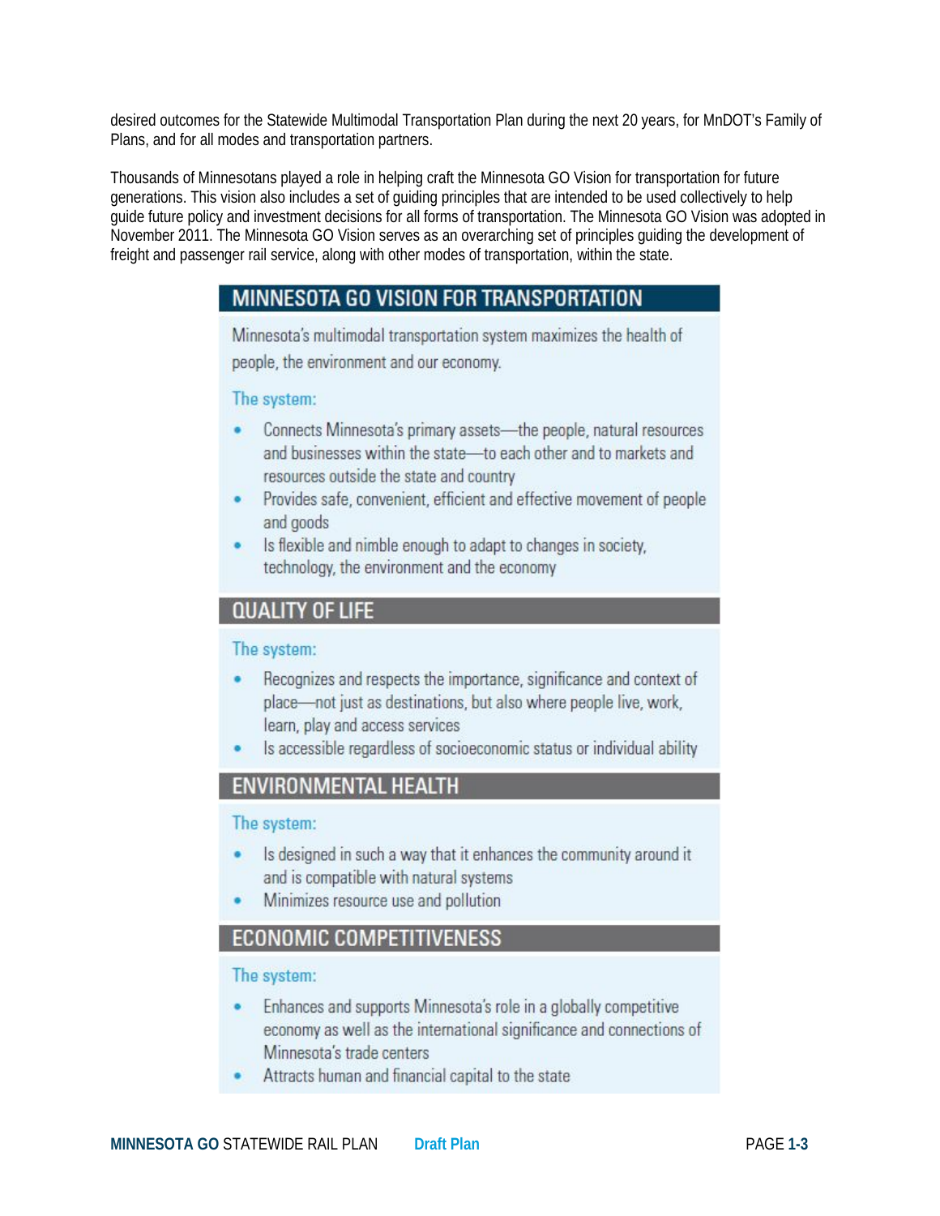desired outcomes for the Statewide Multimodal Transportation Plan during the next 20 years, for MnDOT's Family of Plans, and for all modes and transportation partners.

Thousands of Minnesotans played a role in helping craft the Minnesota GO Vision for transportation for future generations. This vision also includes a set of guiding principles that are intended to be used collectively to help guide future policy and investment decisions for all forms of transportation. The Minnesota GO Vision was adopted in November 2011. The Minnesota GO Vision serves as an overarching set of principles guiding the development of freight and passenger rail service, along with other modes of transportation, within the state.

## MINNESOTA GO VISION FOR TRANSPORTATION

Minnesota's multimodal transportation system maximizes the health of people, the environment and our economy.

The system:

- Connects Minnesota's primary assets—the people, natural resources and businesses within the state—to each other and to markets and resources outside the state and country
- Provides safe, convenient, efficient and effective movement of people and goods
- Is flexible and nimble enough to adapt to changes in society, technology, the environment and the economy

## QUALITY OF LIFE

The system:

- Recognizes and respects the importance, significance and context of place—not just as destinations, but also where people live, work, learn, play and access services
- Is accessible regardless of socioeconomic status or individual ability

## ENVIRONMENTAL HEALTH

The system:

- Is designed in such a way that it enhances the community around it and is compatible with natural systems
- Minimizes resource use and pollution

## ECONOMIC COMPETITIVENESS

The system:

- Enhances and supports Minnesota's role in a globally competitive economy as well as the international significance and connections of Minnesota's trade centers
- Attracts human and financial capital to the state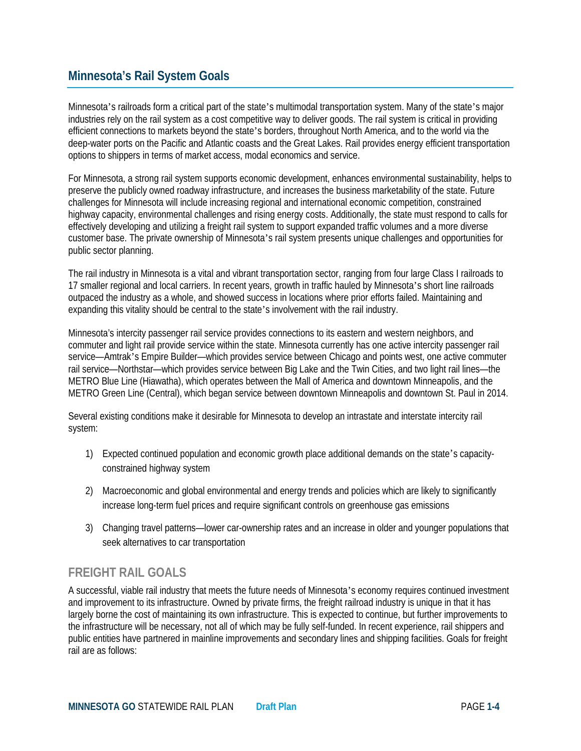## Minnesota's Rail System Goals

Minnesota's railroads form a critical part of the state's multimodal transportation system. Many of the state's major industries rely on the rail system as a cost competitive way to deliver goods. The rail system is critical in providing efficient connections to markets beyond the state's borders, throughout North America, and to the world via the deep-water ports on the Pacific and Atlantic coasts and the Great Lakes. Rail provides energy efficient transportation options to shippers in terms of market access, modal economics and service.

For Minnesota, a strong rail system supports economic development, enhances environmental sustainability, helps to preserve the publicly owned roadway infrastructure, and increases the business marketability of the state. Future challenges for Minnesota will include increasing regional and international economic competition, constrained highway capacity, environmental challenges and rising energy costs. Additionally, the state must respond to calls for effectively developing and utilizing a freight rail system to support expanded traffic volumes and a more diverse customer base. The private ownership of Minnesota's rail system presents unique challenges and opportunities for public sector planning.

The rail industry in Minnesota is a vital and vibrant transportation sector, ranging from four large Class I railroads to 17 smaller regional and local carriers. In recent years, growth in traffic hauled by Minnesota's short line railroads outpaced the industry as a whole, and showed success in locations where prior efforts failed. Maintaining and expanding this vitality should be central to the state's involvement with the rail industry.

Minnesota's intercity passenger rail service provides connections to its eastern and western neighbors, and commuter and light rail provide service within the state. Minnesota currently has one active intercity passenger rail service—Amtrak's Empire Builder—which provides service between Chicago and points west, one active commuter rail service—Northstar—which provides service between Big Lake and the Twin Cities, and two light rail lines—the METRO Blue Line (Hiawatha), which operates between the Mall of America and downtown Minneapolis, and the METRO Green Line (Central), which began service between downtown Minneapolis and downtown St. Paul in 2014.

Several existing conditions make it desirable for Minnesota to develop an intrastate and interstate intercity rail system:

1) Expected continued population and economic growth place additional demands on the state's capacity-constrained highway system

2) Macroeconomic and global environmental and energy trends and policies which are likely to significantly increase long-term fuel prices and require significant controls on greenhouse gas emissions

3) Changing travel patterns—lower car-ownership rates and an increase in older and younger populations that seek alternatives to car transportation

### FREIGHT RAIL GOALS

A successful, viable rail industry that meets the future needs of Minnesota's economy requires continued investment and improvement to its infrastructure. Owned by private firms, the freight railroad industry is unique in that it has largely borne the cost of maintaining its own infrastructure. This is expected to continue, but further improvements to the infrastructure will be necessary, not all of which may be fully self-funded. In recent experience, rail shippers and public entities have partnered in mainline improvements and secondary lines and shipping facilities. Goals for freight rail are as follows: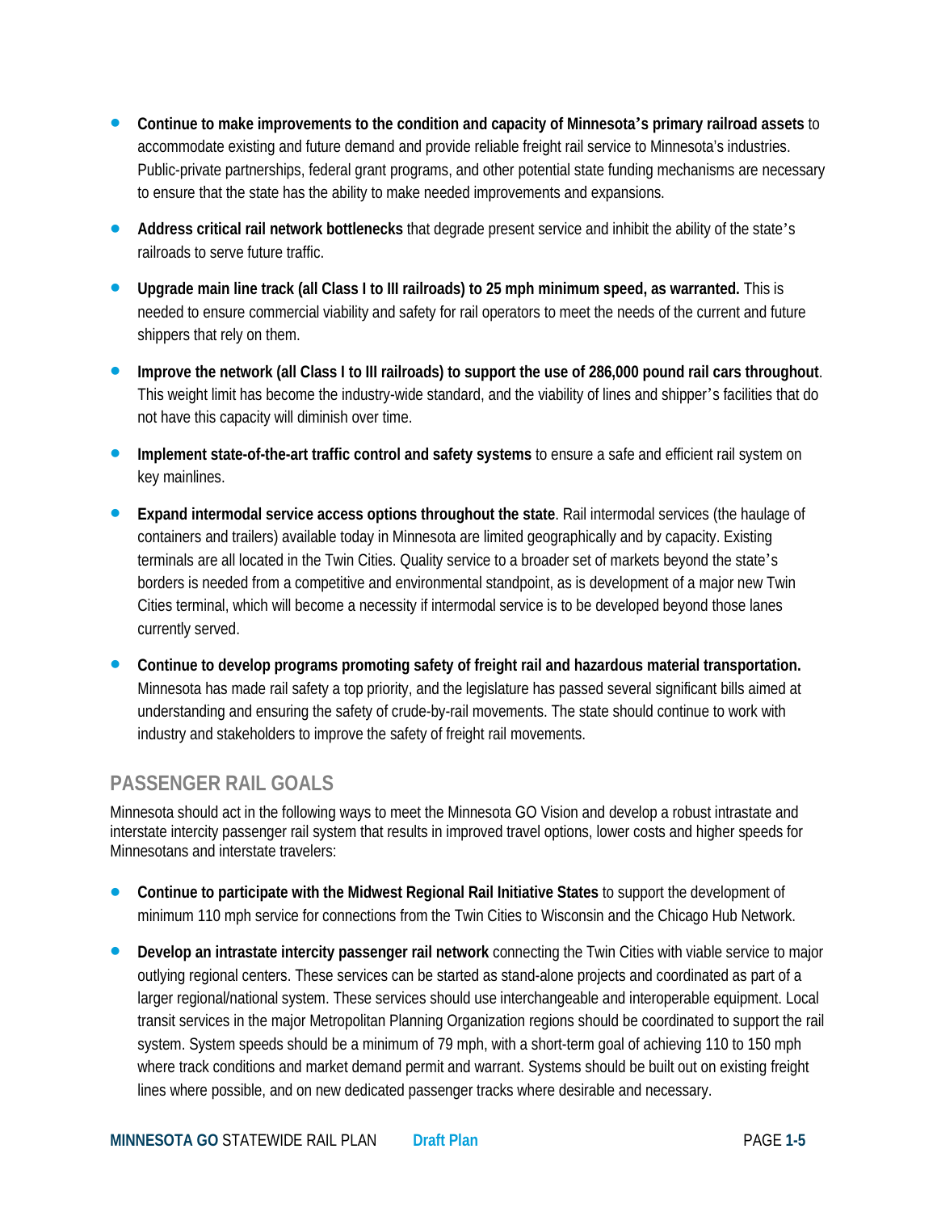- **Continue to make improvements to the condition and capacity of Minnesota's primary railroad assets** to accommodate existing and future demand and provide reliable freight rail service to Minnesota's industries. Public-private partnerships, federal grant programs, and other potential state funding mechanisms are necessary to ensure that the state has the ability to make needed improvements and expansions.
- **Address critical rail network bottlenecks** that degrade present service and inhibit the ability of the state's railroads to serve future traffic.
- **Upgrade main line track (all Class I to III railroads) to 25 mph minimum speed, as warranted.** This is needed to ensure commercial viability and safety for rail operators to meet the needs of the current and future shippers that rely on them.
- **Improve the network (all Class I to III railroads) to support the use of 286,000 pound rail cars throughout**. This weight limit has become the industry-wide standard, and the viability of lines and shipper's facilities that do not have this capacity will diminish over time.
- **Implement state-of-the-art traffic control and safety systems** to ensure a safe and efficient rail system on key mainlines.
- **Expand intermodal service access options throughout the state**. Rail intermodal services (the haulage of containers and trailers) available today in Minnesota are limited geographically and by capacity. Existing terminals are all located in the Twin Cities. Quality service to a broader set of markets beyond the state's borders is needed from a competitive and environmental standpoint, as is development of a major new Twin Cities terminal, which will become a necessity if intermodal service is to be developed beyond those lanes currently served.
- **Continue to develop programs promoting safety of freight rail and hazardous material transportation.** Minnesota has made rail safety a top priority, and the legislature has passed several significant bills aimed at understanding and ensuring the safety of crude-by-rail movements. The state should continue to work with industry and stakeholders to improve the safety of freight rail movements.

## PASSENGER RAIL GOALS

Minnesota should act in the following ways to meet the Minnesota GO Vision and develop a robust intrastate and interstate intercity passenger rail system that results in improved travel options, lower costs and higher speeds for Minnesotans and interstate travelers:

- **Continue to participate with the Midwest Regional Rail Initiative States** to support the development of minimum 110 mph service for connections from the Twin Cities to Wisconsin and the Chicago Hub Network.
- **Develop an intrastate intercity passenger rail network** connecting the Twin Cities with viable service to major outlying regional centers. These services can be started as stand-alone projects and coordinated as part of a larger regional/national system. These services should use interchangeable and interoperable equipment. Local transit services in the major Metropolitan Planning Organization regions should be coordinated to support the rail system. System speeds should be a minimum of 79 mph, with a short-term goal of achieving 110 to 150 mph where track conditions and market demand permit and warrant. Systems should be built out on existing freight lines where possible, and on new dedicated passenger tracks where desirable and necessary.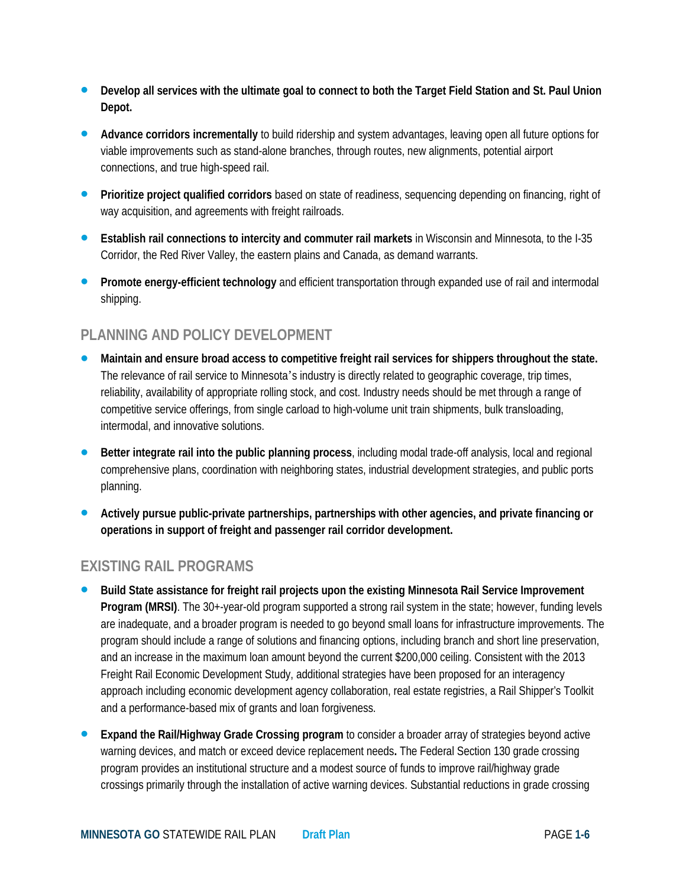- **Develop all services with the ultimate goal to connect to both the Target Field Station and St. Paul Union Depot.**
- **Advance corridors incrementally** to build ridership and system advantages, leaving open all future options for viable improvements such as stand-alone branches, through routes, new alignments, potential airport connections, and true high-speed rail.
- **Prioritize project qualified corridors** based on state of readiness, sequencing depending on financing, right of way acquisition, and agreements with freight railroads.
- **Establish rail connections to intercity and commuter rail markets** in Wisconsin and Minnesota, to the I-35 Corridor, the Red River Valley, the eastern plains and Canada, as demand warrants.
- **Promote energy-efficient technology** and efficient transportation through expanded use of rail and intermodal shipping.

## PLANNING AND POLICY DEVELOPMENT

- **Maintain and ensure broad access to competitive freight rail services for shippers throughout the state.** The relevance of rail service to Minnesota's industry is directly related to geographic coverage, trip times, reliability, availability of appropriate rolling stock, and cost. Industry needs should be met through a range of competitive service offerings, from single carload to high-volume unit train shipments, bulk transloading, intermodal, and innovative solutions.
- **Better integrate rail into the public planning process**, including modal trade-off analysis, local and regional comprehensive plans, coordination with neighboring states, industrial development strategies, and public ports planning.
- **Actively pursue public-private partnerships, partnerships with other agencies, and private financing or operations in support of freight and passenger rail corridor development.**

## EXISTING RAIL PROGRAMS

- **Build State assistance for freight rail projects upon the existing Minnesota Rail Service Improvement Program (MRSI)**. The 30+-year-old program supported a strong rail system in the state; however, funding levels are inadequate, and a broader program is needed to go beyond small loans for infrastructure improvements. The program should include a range of solutions and financing options, including branch and short line preservation, and an increase in the maximum loan amount beyond the current $200,000 ceiling. Consistent with the 2013 Freight Rail Economic Development Study, additional strategies have been proposed for an interagency approach including economic development agency collaboration, real estate registries, a Rail Shipper's Toolkit and a performance-based mix of grants and loan forgiveness.
- **Expand the Rail/Highway Grade Crossing program** to consider a broader array of strategies beyond active warning devices, and match or exceed device replacement needs**.** The Federal Section 130 grade crossing program provides an institutional structure and a modest source of funds to improve rail/highway grade crossings primarily through the installation of active warning devices. Substantial reductions in grade crossing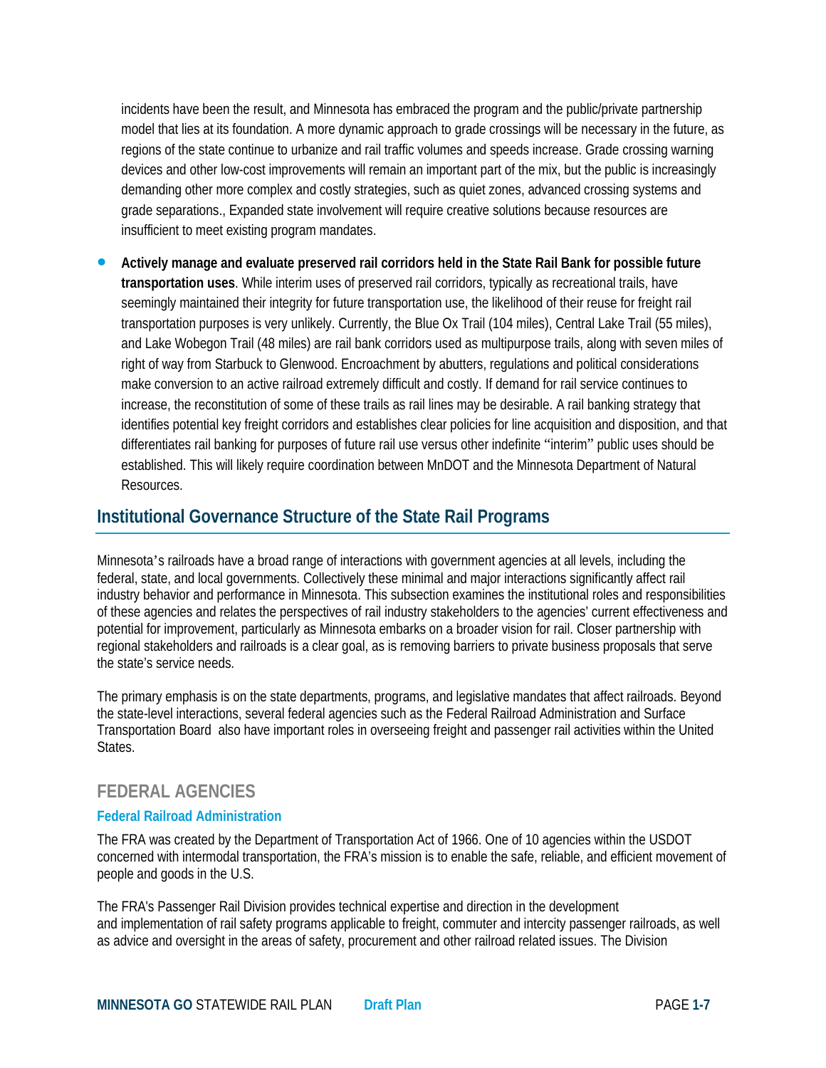incidents have been the result, and Minnesota has embraced the program and the public/private partnership model that lies at its foundation. A more dynamic approach to grade crossings will be necessary in the future, as regions of the state continue to urbanize and rail traffic volumes and speeds increase. Grade crossing warning devices and other low-cost improvements will remain an important part of the mix, but the public is increasingly demanding other more complex and costly strategies, such as quiet zones, advanced crossing systems and grade separations., Expanded state involvement will require creative solutions because resources are insufficient to meet existing program mandates.

- **Actively manage and evaluate preserved rail corridors held in the State Rail Bank for possible future transportation uses**. While interim uses of preserved rail corridors, typically as recreational trails, have seemingly maintained their integrity for future transportation use, the likelihood of their reuse for freight rail transportation purposes is very unlikely. Currently, the Blue Ox Trail (104 miles), Central Lake Trail (55 miles), and Lake Wobegon Trail (48 miles) are rail bank corridors used as multipurpose trails, along with seven miles of right of way from Starbuck to Glenwood. Encroachment by abutters, regulations and political considerations make conversion to an active railroad extremely difficult and costly. If demand for rail service continues to increase, the reconstitution of some of these trails as rail lines may be desirable. A rail banking strategy that identifies potential key freight corridors and establishes clear policies for line acquisition and disposition, and that differentiates rail banking for purposes of future rail use versus other indefinite "interim" public uses should be established. This will likely require coordination between MnDOT and the Minnesota Department of Natural Resources.

## Institutional Governance Structure of the State Rail Programs

Minnesota's railroads have a broad range of interactions with government agencies at all levels, including the federal, state, and local governments. Collectively these minimal and major interactions significantly affect rail industry behavior and performance in Minnesota. This subsection examines the institutional roles and responsibilities of these agencies and relates the perspectives of rail industry stakeholders to the agencies' current effectiveness and potential for improvement, particularly as Minnesota embarks on a broader vision for rail. Closer partnership with regional stakeholders and railroads is a clear goal, as is removing barriers to private business proposals that serve the state's service needs.

The primary emphasis is on the state departments, programs, and legislative mandates that affect railroads. Beyond the state-level interactions, several federal agencies such as the Federal Railroad Administration and Surface Transportation Board also have important roles in overseeing freight and passenger rail activities within the United States.

### FEDERAL AGENCIES

#### Federal Railroad Administration

The FRA was created by the Department of Transportation Act of 1966. One of 10 agencies within the USDOT concerned with intermodal transportation, the FRA's mission is to enable the safe, reliable, and efficient movement of people and goods in the U.S.

The FRA's Passenger Rail Division provides technical expertise and direction in the development and implementation of rail safety programs applicable to freight, commuter and intercity passenger railroads, as well as advice and oversight in the areas of safety, procurement and other railroad related issues. The Division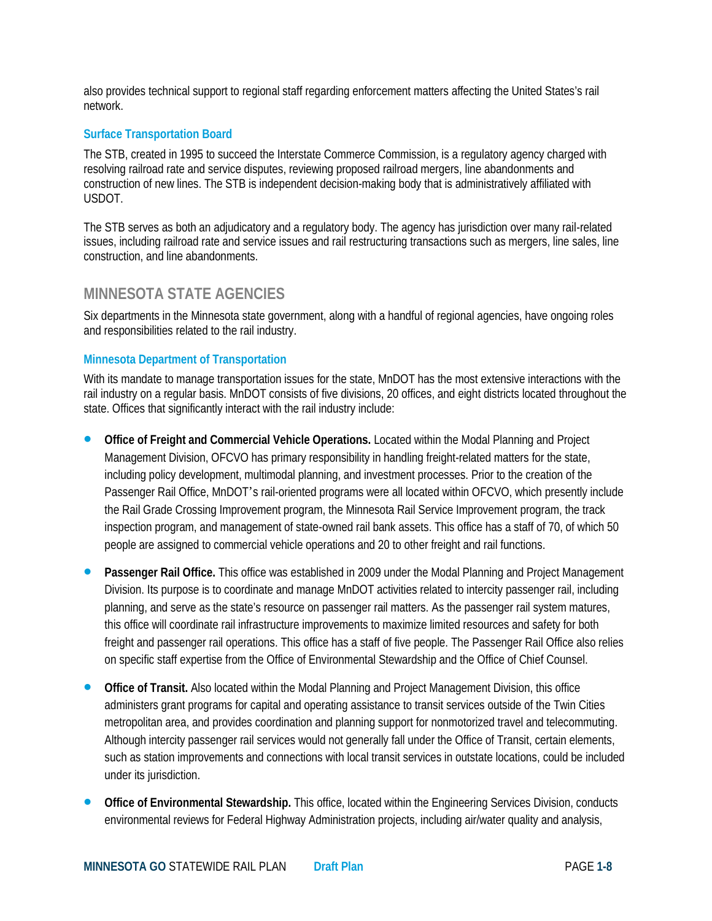also provides technical support to regional staff regarding enforcement matters affecting the United States's rail network.

### Surface Transportation Board

The STB, created in 1995 to succeed the Interstate Commerce Commission, is a regulatory agency charged with resolving railroad rate and service disputes, reviewing proposed railroad mergers, line abandonments and construction of new lines. The STB is independent decision-making body that is administratively affiliated with USDOT.

The STB serves as both an adjudicatory and a regulatory body. The agency has jurisdiction over many rail-related issues, including railroad rate and service issues and rail restructuring transactions such as mergers, line sales, line construction, and line abandonments.

## MINNESOTA STATE AGENCIES

Six departments in the Minnesota state government, along with a handful of regional agencies, have ongoing roles and responsibilities related to the rail industry.

### Minnesota Department of Transportation

With its mandate to manage transportation issues for the state, MnDOT has the most extensive interactions with the rail industry on a regular basis. MnDOT consists of five divisions, 20 offices, and eight districts located throughout the state. Offices that significantly interact with the rail industry include:

- **Office of Freight and Commercial Vehicle Operations.** Located within the Modal Planning and Project Management Division, OFCVO has primary responsibility in handling freight-related matters for the state, including policy development, multimodal planning, and investment processes. Prior to the creation of the Passenger Rail Office, MnDOT's rail-oriented programs were all located within OFCVO, which presently include the Rail Grade Crossing Improvement program, the Minnesota Rail Service Improvement program, the track inspection program, and management of state-owned rail bank assets. This office has a staff of 70, of which 50 people are assigned to commercial vehicle operations and 20 to other freight and rail functions.
- **Passenger Rail Office.** This office was established in 2009 under the Modal Planning and Project Management Division. Its purpose is to coordinate and manage MnDOT activities related to intercity passenger rail, including planning, and serve as the state's resource on passenger rail matters. As the passenger rail system matures, this office will coordinate rail infrastructure improvements to maximize limited resources and safety for both freight and passenger rail operations. This office has a staff of five people. The Passenger Rail Office also relies on specific staff expertise from the Office of Environmental Stewardship and the Office of Chief Counsel.
- **Office of Transit.** Also located within the Modal Planning and Project Management Division, this office administers grant programs for capital and operating assistance to transit services outside of the Twin Cities metropolitan area, and provides coordination and planning support for nonmotorized travel and telecommuting. Although intercity passenger rail services would not generally fall under the Office of Transit, certain elements, such as station improvements and connections with local transit services in outstate locations, could be included under its jurisdiction.
- **Office of Environmental Stewardship.** This office, located within the Engineering Services Division, conducts environmental reviews for Federal Highway Administration projects, including air/water quality and analysis,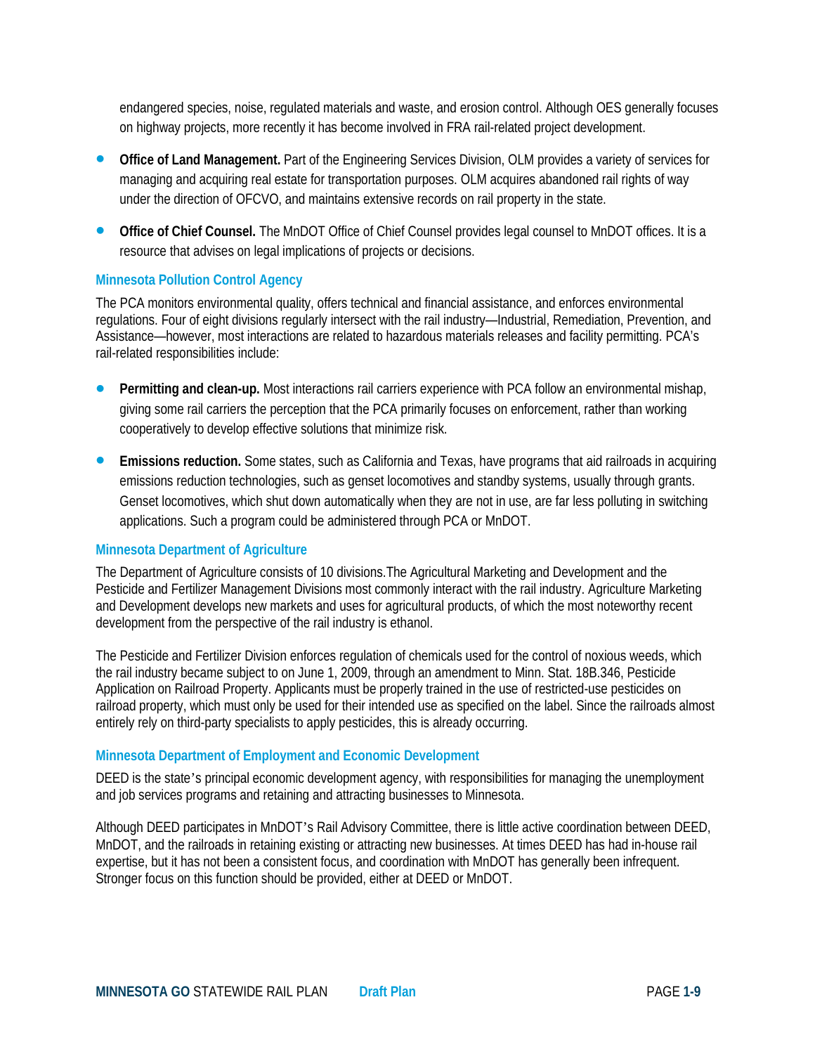endangered species, noise, regulated materials and waste, and erosion control. Although OES generally focuses on highway projects, more recently it has become involved in FRA rail-related project development.

- **Office of Land Management.** Part of the Engineering Services Division, OLM provides a variety of services for managing and acquiring real estate for transportation purposes. OLM acquires abandoned rail rights of way under the direction of OFCVO, and maintains extensive records on rail property in the state.
- **Office of Chief Counsel.** The MnDOT Office of Chief Counsel provides legal counsel to MnDOT offices. It is a resource that advises on legal implications of projects or decisions.

### Minnesota Pollution Control Agency

The PCA monitors environmental quality, offers technical and financial assistance, and enforces environmental regulations. Four of eight divisions regularly intersect with the rail industry—Industrial, Remediation, Prevention, and Assistance—however, most interactions are related to hazardous materials releases and facility permitting. PCA's rail-related responsibilities include:

- **Permitting and clean-up.** Most interactions rail carriers experience with PCA follow an environmental mishap, giving some rail carriers the perception that the PCA primarily focuses on enforcement, rather than working cooperatively to develop effective solutions that minimize risk.
- **Emissions reduction.** Some states, such as California and Texas, have programs that aid railroads in acquiring emissions reduction technologies, such as genset locomotives and standby systems, usually through grants. Genset locomotives, which shut down automatically when they are not in use, are far less polluting in switching applications. Such a program could be administered through PCA or MnDOT.

### Minnesota Department of Agriculture

The Department of Agriculture consists of 10 divisions.The Agricultural Marketing and Development and the Pesticide and Fertilizer Management Divisions most commonly interact with the rail industry. Agriculture Marketing and Development develops new markets and uses for agricultural products, of which the most noteworthy recent development from the perspective of the rail industry is ethanol.

The Pesticide and Fertilizer Division enforces regulation of chemicals used for the control of noxious weeds, which the rail industry became subject to on June 1, 2009, through an amendment to Minn. Stat. 18B.346, Pesticide Application on Railroad Property. Applicants must be properly trained in the use of restricted-use pesticides on railroad property, which must only be used for their intended use as specified on the label. Since the railroads almost entirely rely on third-party specialists to apply pesticides, this is already occurring.

### Minnesota Department of Employment and Economic Development

DEED is the state's principal economic development agency, with responsibilities for managing the unemployment and job services programs and retaining and attracting businesses to Minnesota.

Although DEED participates in MnDOT's Rail Advisory Committee, there is little active coordination between DEED, MnDOT, and the railroads in retaining existing or attracting new businesses. At times DEED has had in-house rail expertise, but it has not been a consistent focus, and coordination with MnDOT has generally been infrequent. Stronger focus on this function should be provided, either at DEED or MnDOT.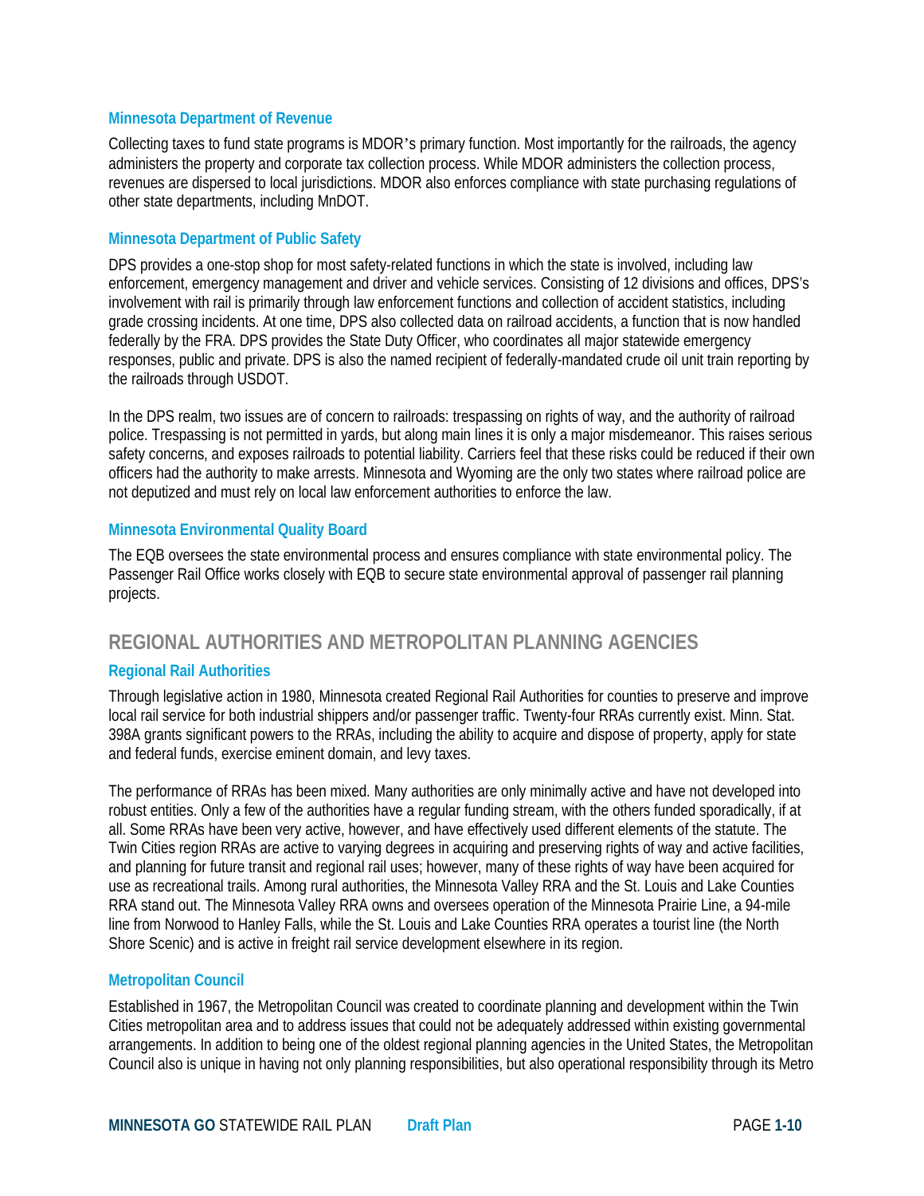### Minnesota Department of Revenue

Collecting taxes to fund state programs is MDOR's primary function. Most importantly for the railroads, the agency administers the property and corporate tax collection process. While MDOR administers the collection process, revenues are dispersed to local jurisdictions. MDOR also enforces compliance with state purchasing regulations of other state departments, including MnDOT.

### Minnesota Department of Public Safety

DPS provides a one-stop shop for most safety-related functions in which the state is involved, including law enforcement, emergency management and driver and vehicle services. Consisting of 12 divisions and offices, DPS's involvement with rail is primarily through law enforcement functions and collection of accident statistics, including grade crossing incidents. At one time, DPS also collected data on railroad accidents, a function that is now handled federally by the FRA. DPS provides the State Duty Officer, who coordinates all major statewide emergency responses, public and private. DPS is also the named recipient of federally-mandated crude oil unit train reporting by the railroads through USDOT.

In the DPS realm, two issues are of concern to railroads: trespassing on rights of way, and the authority of railroad police. Trespassing is not permitted in yards, but along main lines it is only a major misdemeanor. This raises serious safety concerns, and exposes railroads to potential liability. Carriers feel that these risks could be reduced if their own officers had the authority to make arrests. Minnesota and Wyoming are the only two states where railroad police are not deputized and must rely on local law enforcement authorities to enforce the law.

### Minnesota Environmental Quality Board

The EQB oversees the state environmental process and ensures compliance with state environmental policy. The Passenger Rail Office works closely with EQB to secure state environmental approval of passenger rail planning projects.

## REGIONAL AUTHORITIES AND METROPOLITAN PLANNING AGENCIES

### Regional Rail Authorities

Through legislative action in 1980, Minnesota created Regional Rail Authorities for counties to preserve and improve local rail service for both industrial shippers and/or passenger traffic. Twenty-four RRAs currently exist. Minn. Stat. 398A grants significant powers to the RRAs, including the ability to acquire and dispose of property, apply for state and federal funds, exercise eminent domain, and levy taxes.

The performance of RRAs has been mixed. Many authorities are only minimally active and have not developed into robust entities. Only a few of the authorities have a regular funding stream, with the others funded sporadically, if at all. Some RRAs have been very active, however, and have effectively used different elements of the statute. The Twin Cities region RRAs are active to varying degrees in acquiring and preserving rights of way and active facilities, and planning for future transit and regional rail uses; however, many of these rights of way have been acquired for use as recreational trails. Among rural authorities, the Minnesota Valley RRA and the St. Louis and Lake Counties RRA stand out. The Minnesota Valley RRA owns and oversees operation of the Minnesota Prairie Line, a 94-mile line from Norwood to Hanley Falls, while the St. Louis and Lake Counties RRA operates a tourist line (the North Shore Scenic) and is active in freight rail service development elsewhere in its region.

### Metropolitan Council

Established in 1967, the Metropolitan Council was created to coordinate planning and development within the Twin Cities metropolitan area and to address issues that could not be adequately addressed within existing governmental arrangements. In addition to being one of the oldest regional planning agencies in the United States, the Metropolitan Council also is unique in having not only planning responsibilities, but also operational responsibility through its Metro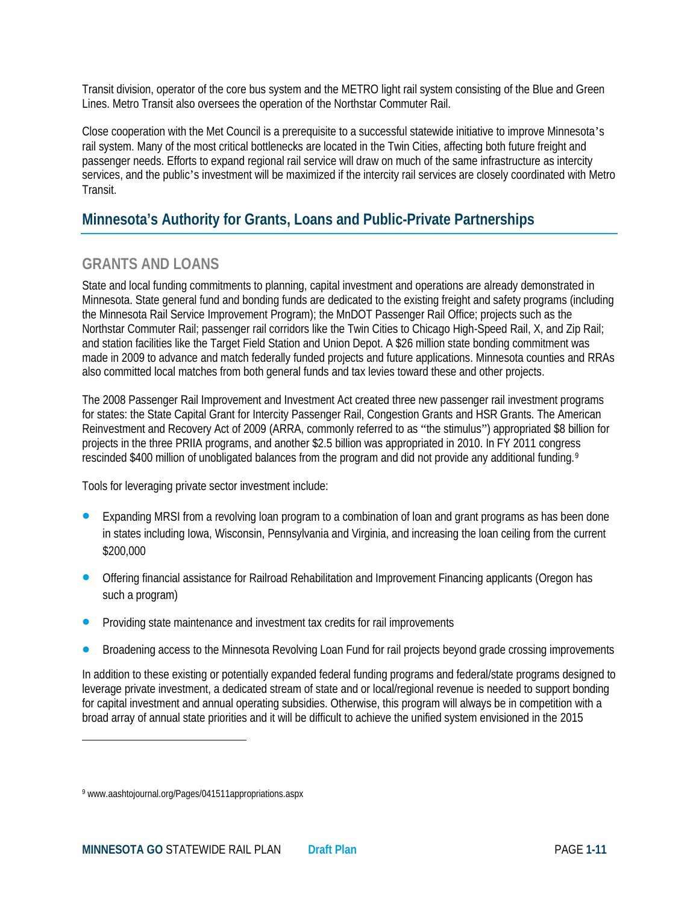Transit division, operator of the core bus system and the METRO light rail system consisting of the Blue and Green Lines. Metro Transit also oversees the operation of the Northstar Commuter Rail.

Close cooperation with the Met Council is a prerequisite to a successful statewide initiative to improve Minnesota's rail system. Many of the most critical bottlenecks are located in the Twin Cities, affecting both future freight and passenger needs. Efforts to expand regional rail service will draw on much of the same infrastructure as intercity services, and the public's investment will be maximized if the intercity rail services are closely coordinated with Metro Transit.

## Minnesota's Authority for Grants, Loans and Public-Private Partnerships

### GRANTS AND LOANS

State and local funding commitments to planning, capital investment and operations are already demonstrated in Minnesota. State general fund and bonding funds are dedicated to the existing freight and safety programs (including the Minnesota Rail Service Improvement Program); the MnDOT Passenger Rail Office; projects such as the Northstar Commuter Rail; passenger rail corridors like the Twin Cities to Chicago High-Speed Rail, X, and Zip Rail; and station facilities like the Target Field Station and Union Depot. A $26 million state bonding commitment was made in 2009 to advance and match federally funded projects and future applications. Minnesota counties and RRAs also committed local matches from both general funds and tax levies toward these and other projects.

The 2008 Passenger Rail Improvement and Investment Act created three new passenger rail investment programs for states: the State Capital Grant for Intercity Passenger Rail, Congestion Grants and HSR Grants. The American Reinvestment and Recovery Act of 2009 (ARRA, commonly referred to as "the stimulus") appropriated $8 billion for projects in the three PRIIA programs, and another $2.5 billion was appropriated in 2010. In FY 2011 congress rescinded $400 million of unobligated balances from the program and did not provide any additional funding.[9]

Tools for leveraging private sector investment include:

- Expanding MRSI from a revolving loan program to a combination of loan and grant programs as has been done in states including Iowa, Wisconsin, Pennsylvania and Virginia, and increasing the loan ceiling from the current $200,000
- Offering financial assistance for Railroad Rehabilitation and Improvement Financing applicants (Oregon has such a program)
- Providing state maintenance and investment tax credits for rail improvements
- Broadening access to the Minnesota Revolving Loan Fund for rail projects beyond grade crossing improvements

In addition to these existing or potentially expanded federal funding programs and federal/state programs designed to leverage private investment, a dedicated stream of state and or local/regional revenue is needed to support bonding for capital investment and annual operating subsidies. Otherwise, this program will always be in competition with a broad array of annual state priorities and it will be difficult to achieve the unified system envisioned in the 2015

[9] www.aashtojournal.org/Pages/041511appropriations.aspx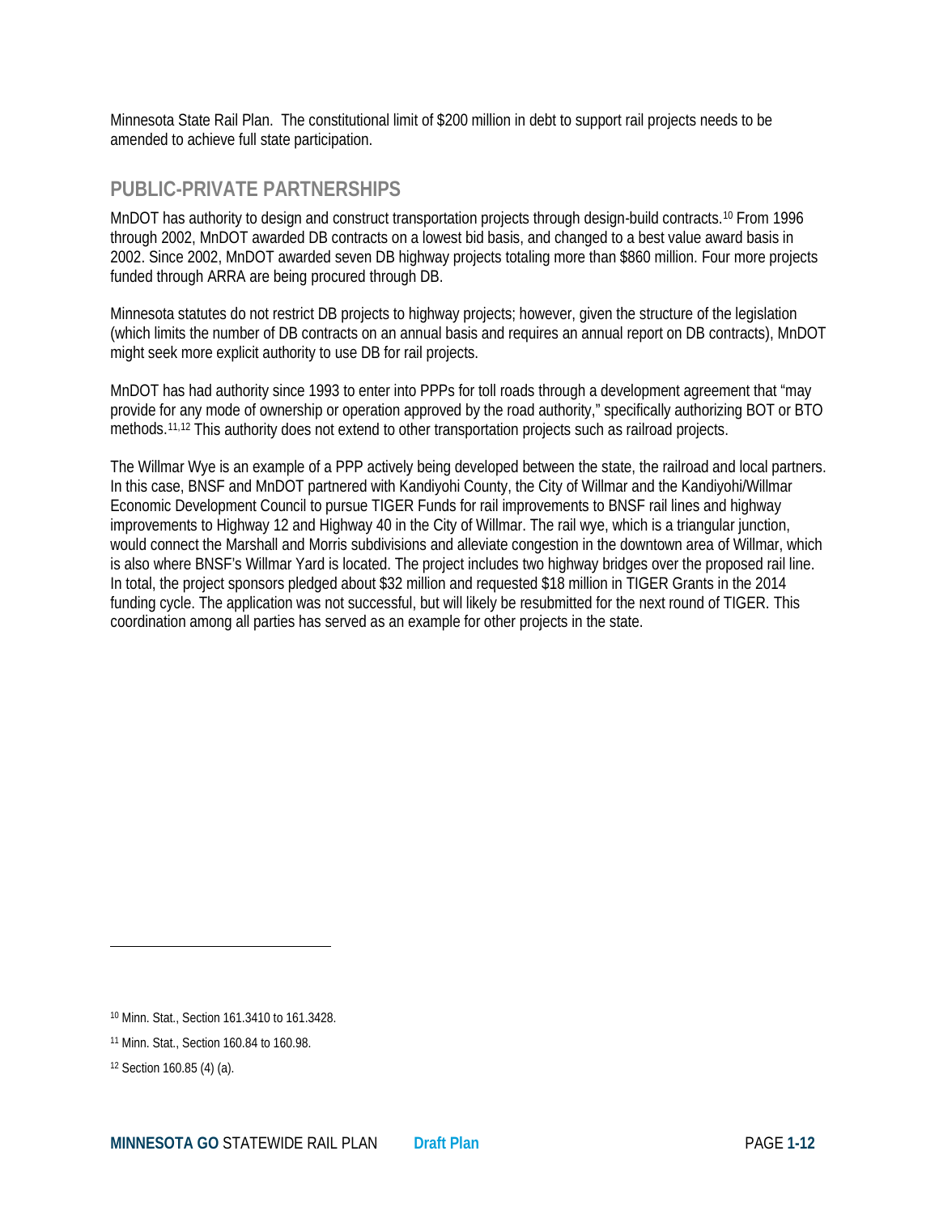Minnesota State Rail Plan. The constitutional limit of $200 million in debt to support rail projects needs to be amended to achieve full state participation.

## PUBLIC-PRIVATE PARTNERSHIPS

MnDOT has authority to design and construct transportation projects through design-build contracts.[10] From 1996 through 2002, MnDOT awarded DB contracts on a lowest bid basis, and changed to a best value award basis in 2002. Since 2002, MnDOT awarded seven DB highway projects totaling more than $860 million. Four more projects funded through ARRA are being procured through DB.

Minnesota statutes do not restrict DB projects to highway projects; however, given the structure of the legislation (which limits the number of DB contracts on an annual basis and requires an annual report on DB contracts), MnDOT might seek more explicit authority to use DB for rail projects.

MnDOT has had authority since 1993 to enter into PPPs for toll roads through a development agreement that "may provide for any mode of ownership or operation approved by the road authority," specifically authorizing BOT or BTO methods.[11,12] This authority does not extend to other transportation projects such as railroad projects.

The Willmar Wye is an example of a PPP actively being developed between the state, the railroad and local partners. In this case, BNSF and MnDOT partnered with Kandiyohi County, the City of Willmar and the Kandiyohi/Willmar Economic Development Council to pursue TIGER Funds for rail improvements to BNSF rail lines and highway improvements to Highway 12 and Highway 40 in the City of Willmar. The rail wye, which is a triangular junction, would connect the Marshall and Morris subdivisions and alleviate congestion in the downtown area of Willmar, which is also where BNSF's Willmar Yard is located. The project includes two highway bridges over the proposed rail line. In total, the project sponsors pledged about $32 million and requested $18 million in TIGER Grants in the 2014 funding cycle. The application was not successful, but will likely be resubmitted for the next round of TIGER. This coordination among all parties has served as an example for other projects in the state.

---

[10] Minn. Stat., Section 161.3410 to 161.3428.

[11] Minn. Stat., Section 160.84 to 160.98.

[12] Section 160.85 (4) (a).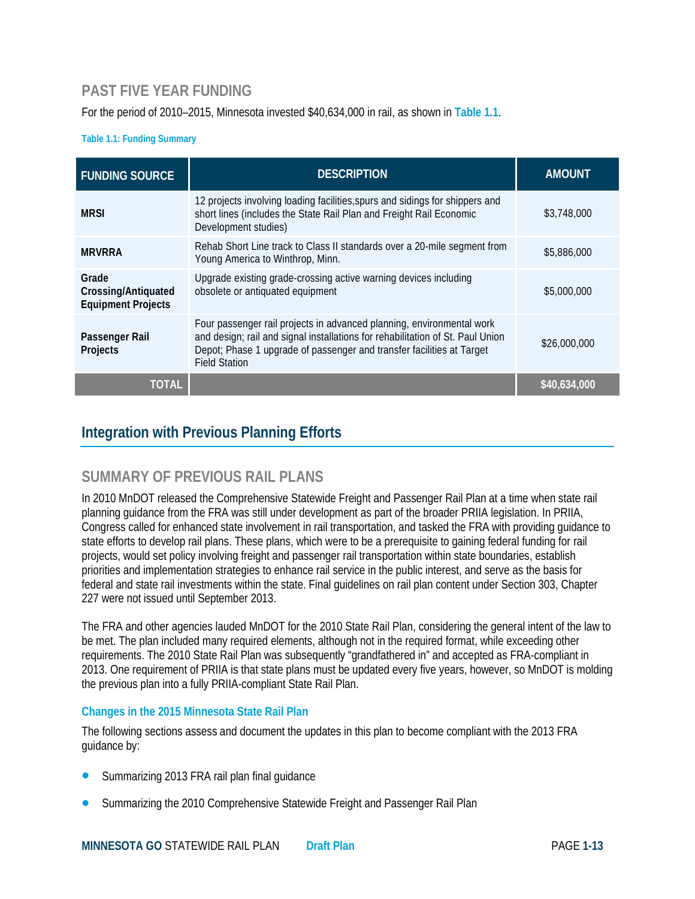### PAST FIVE YEAR FUNDING

For the period of 2010–2015, Minnesota invested $40,634,000 in rail, as shown in **Table 1.1**.

**Table 1.1: Funding Summary**

| FUNDING SOURCE | DESCRIPTION | AMOUNT |
|---|---|---|
| **MRSI** | 12 projects involving loading facilities,spurs and sidings for shippers and short lines (includes the State Rail Plan and Freight Rail Economic Development studies) | $3,748,000 |
| **MRVRRA** | Rehab Short Line track to Class II standards over a 20-mile segment from Young America to Winthrop, Minn. | $5,886,000 |
| **Grade Crossing/Antiquated Equipment Projects** | Upgrade existing grade-crossing active warning devices including obsolete or antiquated equipment | $5,000,000 |
| **Passenger Rail Projects** | Four passenger rail projects in advanced planning, environmental work and design; rail and signal installations for rehabilitation of St. Paul Union Depot; Phase 1 upgrade of passenger and transfer facilities at Target Field Station | $26,000,000 |
| **TOTAL** | | **$40,634,000** |

## Integration with Previous Planning Efforts

### SUMMARY OF PREVIOUS RAIL PLANS

In 2010 MnDOT released the Comprehensive Statewide Freight and Passenger Rail Plan at a time when state rail planning guidance from the FRA was still under development as part of the broader PRIIA legislation. In PRIIA, Congress called for enhanced state involvement in rail transportation, and tasked the FRA with providing guidance to state efforts to develop rail plans. These plans, which were to be a prerequisite to gaining federal funding for rail projects, would set policy involving freight and passenger rail transportation within state boundaries, establish priorities and implementation strategies to enhance rail service in the public interest, and serve as the basis for federal and state rail investments within the state. Final guidelines on rail plan content under Section 303, Chapter 227 were not issued until September 2013.

The FRA and other agencies lauded MnDOT for the 2010 State Rail Plan, considering the general intent of the law to be met. The plan included many required elements, although not in the required format, while exceeding other requirements. The 2010 State Rail Plan was subsequently "grandfathered in" and accepted as FRA-compliant in 2013. One requirement of PRIIA is that state plans must be updated every five years, however, so MnDOT is molding the previous plan into a fully PRIIA-compliant State Rail Plan.

#### Changes in the 2015 Minnesota State Rail Plan

The following sections assess and document the updates in this plan to become compliant with the 2013 FRA guidance by:

- Summarizing 2013 FRA rail plan final guidance
- Summarizing the 2010 Comprehensive Statewide Freight and Passenger Rail Plan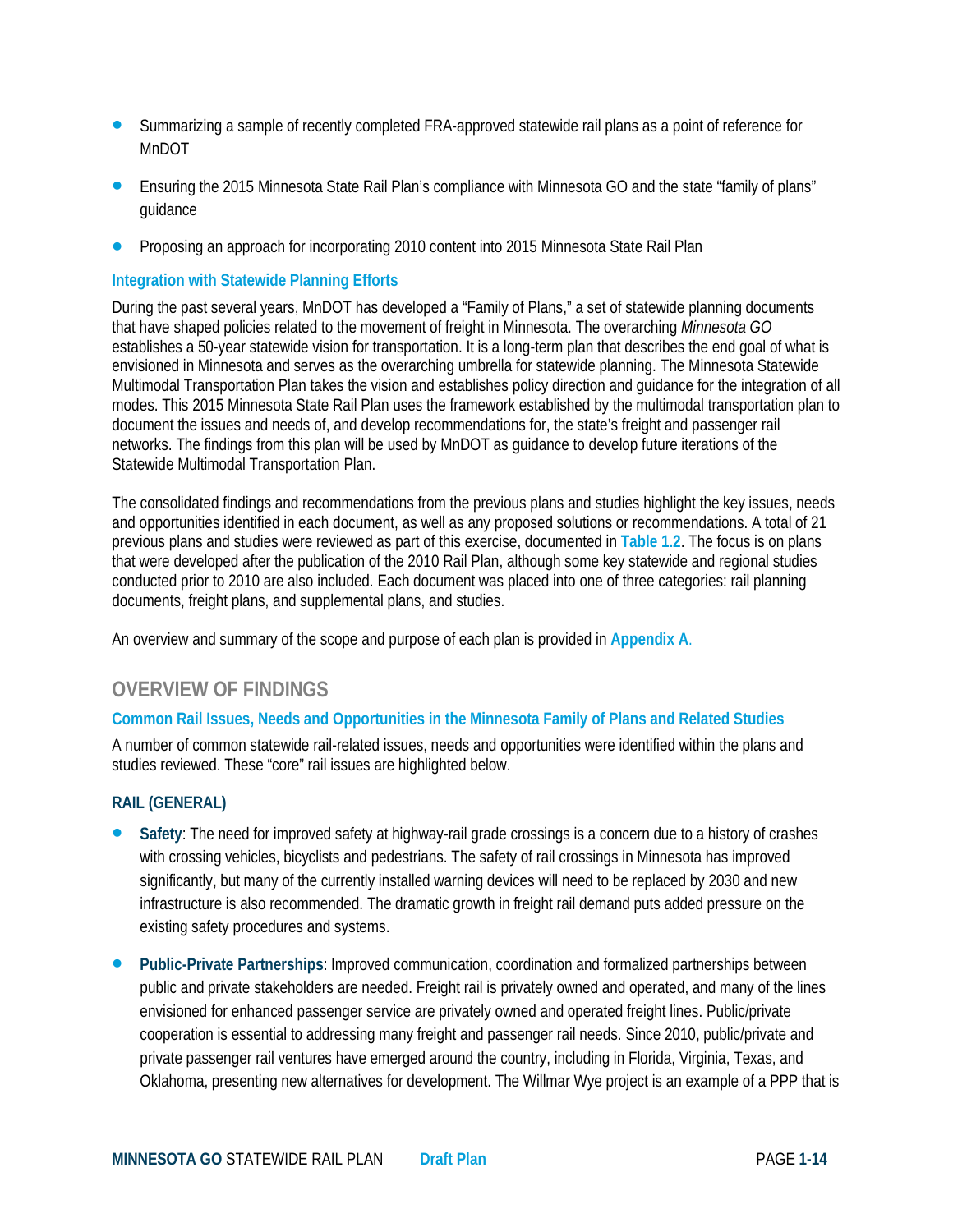- Summarizing a sample of recently completed FRA-approved statewide rail plans as a point of reference for MnDOT
- Ensuring the 2015 Minnesota State Rail Plan's compliance with Minnesota GO and the state "family of plans" guidance
- Proposing an approach for incorporating 2010 content into 2015 Minnesota State Rail Plan

### Integration with Statewide Planning Efforts

During the past several years, MnDOT has developed a "Family of Plans," a set of statewide planning documents that have shaped policies related to the movement of freight in Minnesota. The overarching *Minnesota GO* establishes a 50-year statewide vision for transportation. It is a long-term plan that describes the end goal of what is envisioned in Minnesota and serves as the overarching umbrella for statewide planning. The Minnesota Statewide Multimodal Transportation Plan takes the vision and establishes policy direction and guidance for the integration of all modes. This 2015 Minnesota State Rail Plan uses the framework established by the multimodal transportation plan to document the issues and needs of, and develop recommendations for, the state's freight and passenger rail networks. The findings from this plan will be used by MnDOT as guidance to develop future iterations of the Statewide Multimodal Transportation Plan.

The consolidated findings and recommendations from the previous plans and studies highlight the key issues, needs and opportunities identified in each document, as well as any proposed solutions or recommendations. A total of 21 previous plans and studies were reviewed as part of this exercise, documented in **Table 1.2**. The focus is on plans that were developed after the publication of the 2010 Rail Plan, although some key statewide and regional studies conducted prior to 2010 are also included. Each document was placed into one of three categories: rail planning documents, freight plans, and supplemental plans, and studies.

An overview and summary of the scope and purpose of each plan is provided in **Appendix A**.

## OVERVIEW OF FINDINGS

### Common Rail Issues, Needs and Opportunities in the Minnesota Family of Plans and Related Studies

A number of common statewide rail-related issues, needs and opportunities were identified within the plans and studies reviewed. These "core" rail issues are highlighted below.

#### RAIL (GENERAL)

- **Safety**: The need for improved safety at highway-rail grade crossings is a concern due to a history of crashes with crossing vehicles, bicyclists and pedestrians. The safety of rail crossings in Minnesota has improved significantly, but many of the currently installed warning devices will need to be replaced by 2030 and new infrastructure is also recommended. The dramatic growth in freight rail demand puts added pressure on the existing safety procedures and systems.
- **Public-Private Partnerships**: Improved communication, coordination and formalized partnerships between public and private stakeholders are needed. Freight rail is privately owned and operated, and many of the lines envisioned for enhanced passenger service are privately owned and operated freight lines. Public/private cooperation is essential to addressing many freight and passenger rail needs. Since 2010, public/private and private passenger rail ventures have emerged around the country, including in Florida, Virginia, Texas, and Oklahoma, presenting new alternatives for development. The Willmar Wye project is an example of a PPP that is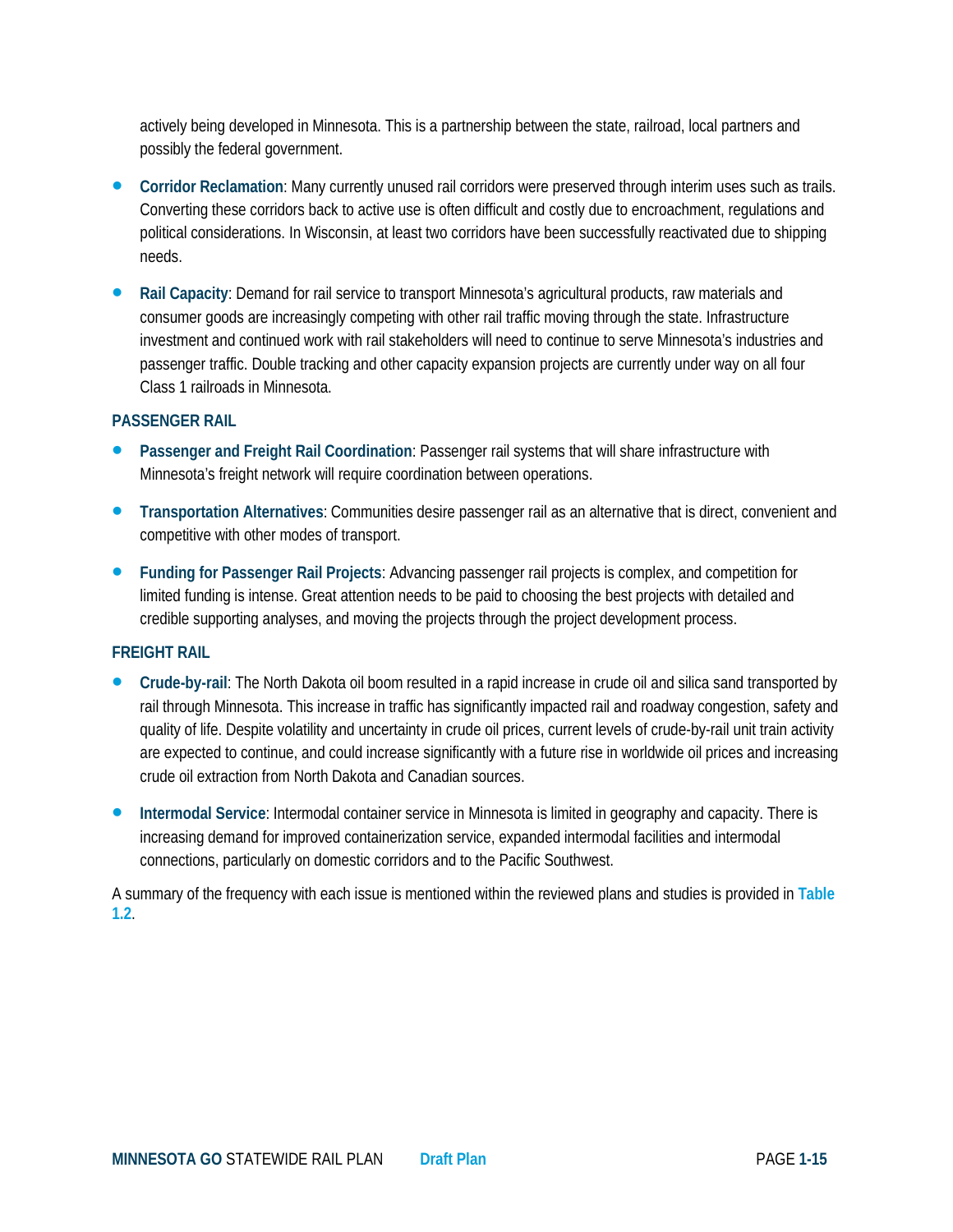actively being developed in Minnesota. This is a partnership between the state, railroad, local partners and possibly the federal government.

- **Corridor Reclamation**: Many currently unused rail corridors were preserved through interim uses such as trails. Converting these corridors back to active use is often difficult and costly due to encroachment, regulations and political considerations. In Wisconsin, at least two corridors have been successfully reactivated due to shipping needs.
- **Rail Capacity**: Demand for rail service to transport Minnesota's agricultural products, raw materials and consumer goods are increasingly competing with other rail traffic moving through the state. Infrastructure investment and continued work with rail stakeholders will need to continue to serve Minnesota's industries and passenger traffic. Double tracking and other capacity expansion projects are currently under way on all four Class 1 railroads in Minnesota.

### PASSENGER RAIL

- **Passenger and Freight Rail Coordination**: Passenger rail systems that will share infrastructure with Minnesota's freight network will require coordination between operations.
- **Transportation Alternatives**: Communities desire passenger rail as an alternative that is direct, convenient and competitive with other modes of transport.
- **Funding for Passenger Rail Projects**: Advancing passenger rail projects is complex, and competition for limited funding is intense. Great attention needs to be paid to choosing the best projects with detailed and credible supporting analyses, and moving the projects through the project development process.

### FREIGHT RAIL

- **Crude-by-rail**: The North Dakota oil boom resulted in a rapid increase in crude oil and silica sand transported by rail through Minnesota. This increase in traffic has significantly impacted rail and roadway congestion, safety and quality of life. Despite volatility and uncertainty in crude oil prices, current levels of crude-by-rail unit train activity are expected to continue, and could increase significantly with a future rise in worldwide oil prices and increasing crude oil extraction from North Dakota and Canadian sources.
- **Intermodal Service**: Intermodal container service in Minnesota is limited in geography and capacity. There is increasing demand for improved containerization service, expanded intermodal facilities and intermodal connections, particularly on domestic corridors and to the Pacific Southwest.

A summary of the frequency with each issue is mentioned within the reviewed plans and studies is provided in **Table 1.2**.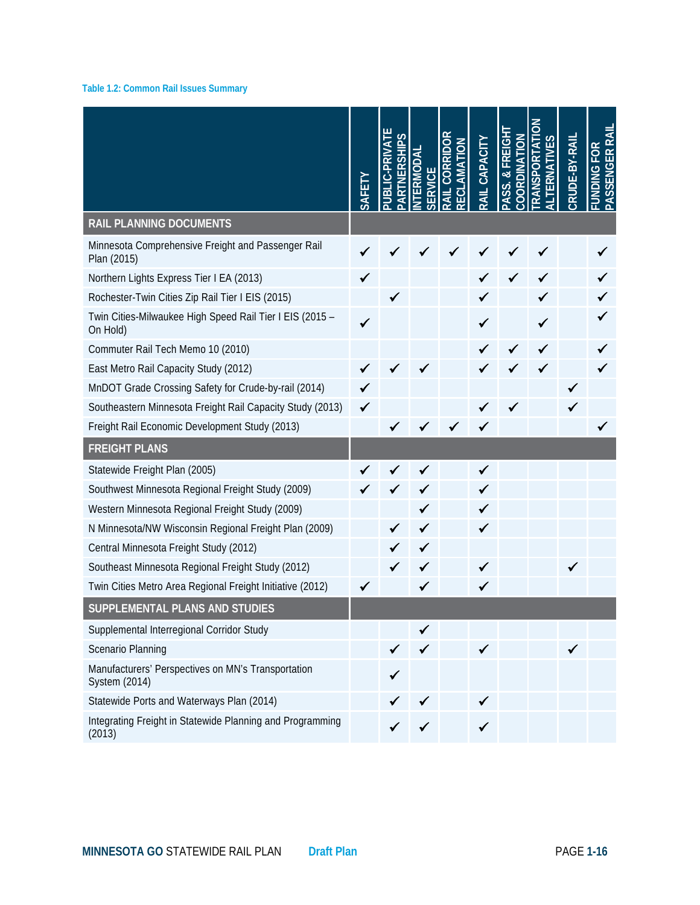**Table 1.2: Common Rail Issues Summary**

| | SAFETY | PUBLIC-PRIVATE PARTNERSHIPS | INTERMODAL SERVICE | RAIL CORRIDOR RECLAMATION | RAIL CAPACITY | PASS. & FREIGHT COORDINATION | TRANSPORTATION ALTERNATIVES | CRUDE-BY-RAIL | FUNDING FOR PASSENGER RAIL |
|---|---|---|---|---|---|---|---|---|---|
| **RAIL PLANNING DOCUMENTS** | | | | | | | | | |
| Minnesota Comprehensive Freight and Passenger Rail Plan (2015) | ✓ | ✓ | ✓ | ✓ | ✓ | ✓ | ✓ | | ✓ |
| Northern Lights Express Tier I EA (2013) | ✓ | | | | ✓ | ✓ | ✓ | | ✓ |
| Rochester-Twin Cities Zip Rail Tier I EIS (2015) | | ✓ | | | ✓ | | ✓ | | ✓ |
| Twin Cities-Milwaukee High Speed Rail Tier I EIS (2015 – On Hold) | ✓ | | | | ✓ | | ✓ | | ✓ |
| Commuter Rail Tech Memo 10 (2010) | | | | | ✓ | ✓ | ✓ | | ✓ |
| East Metro Rail Capacity Study (2012) | ✓ | ✓ | ✓ | | ✓ | ✓ | ✓ | | ✓ |
| MnDOT Grade Crossing Safety for Crude-by-rail (2014) | ✓ | | | | | | | ✓ | |
| Southeastern Minnesota Freight Rail Capacity Study (2013) | ✓ | | | | ✓ | ✓ | | ✓ | |
| Freight Rail Economic Development Study (2013) | | ✓ | ✓ | ✓ | ✓ | | | | ✓ |
| **FREIGHT PLANS** | | | | | | | | | |
| Statewide Freight Plan (2005) | ✓ | ✓ | ✓ | | ✓ | | | | |
| Southwest Minnesota Regional Freight Study (2009) | ✓ | ✓ | ✓ | | ✓ | | | | |
| Western Minnesota Regional Freight Study (2009) | | | ✓ | | ✓ | | | | |
| N Minnesota/NW Wisconsin Regional Freight Plan (2009) | | ✓ | ✓ | | ✓ | | | | |
| Central Minnesota Freight Study (2012) | | ✓ | ✓ | | | | | | |
| Southeast Minnesota Regional Freight Study (2012) | | ✓ | ✓ | | ✓ | | | ✓ | |
| Twin Cities Metro Area Regional Freight Initiative (2012) | ✓ | | ✓ | | ✓ | | | | |
| **SUPPLEMENTAL PLANS AND STUDIES** | | | | | | | | | |
| Supplemental Interregional Corridor Study | | | ✓ | | | | | | |
| Scenario Planning | | ✓ | ✓ | | ✓ | | | ✓ | |
| Manufacturers' Perspectives on MN's Transportation System (2014) | | ✓ | | | | | | | |
| Statewide Ports and Waterways Plan (2014) | | ✓ | ✓ | | ✓ | | | | |
| Integrating Freight in Statewide Planning and Programming (2013) | | ✓ | ✓ | | ✓ | | | | |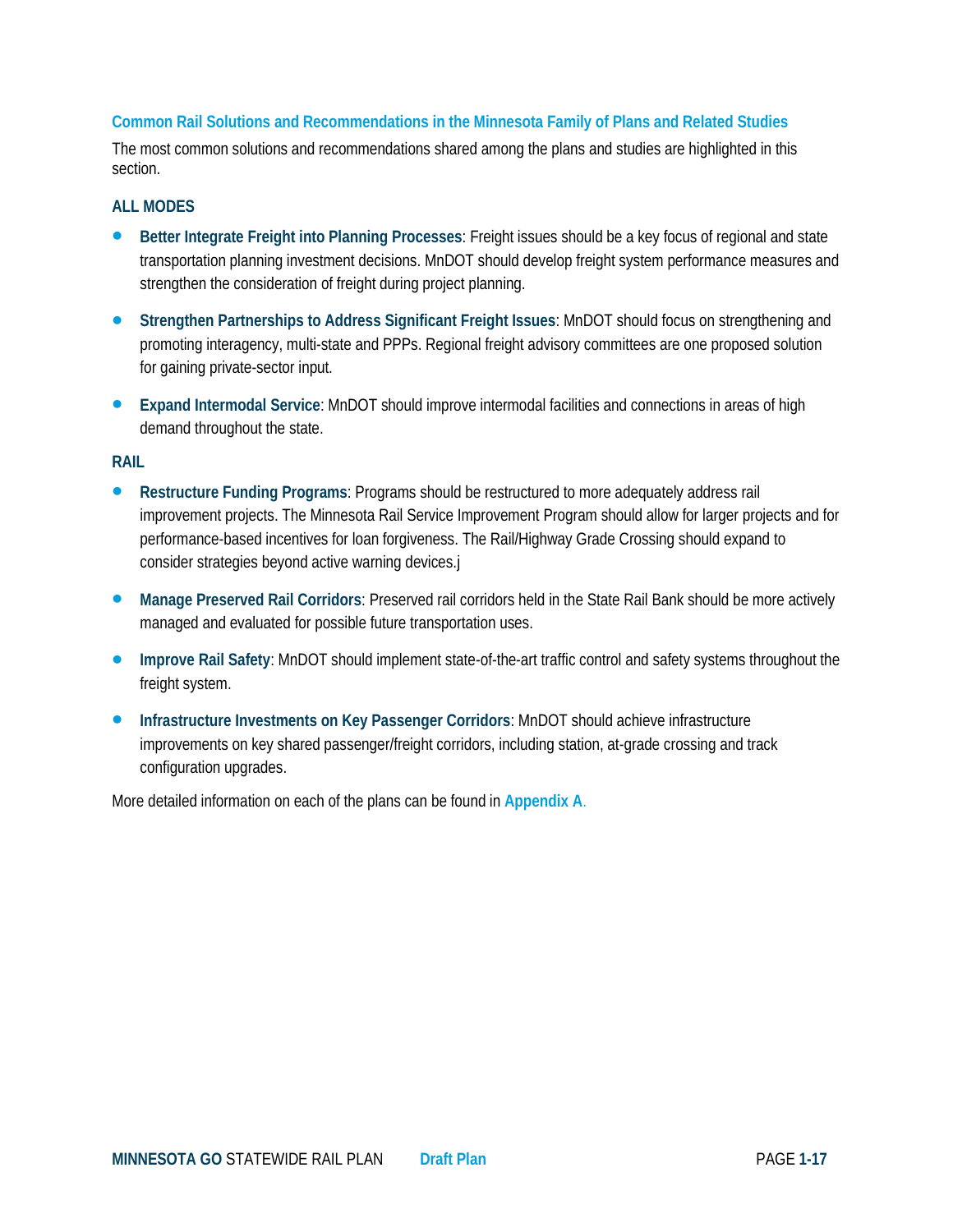### Common Rail Solutions and Recommendations in the Minnesota Family of Plans and Related Studies

The most common solutions and recommendations shared among the plans and studies are highlighted in this section.

#### ALL MODES

- **Better Integrate Freight into Planning Processes**: Freight issues should be a key focus of regional and state transportation planning investment decisions. MnDOT should develop freight system performance measures and strengthen the consideration of freight during project planning.
- **Strengthen Partnerships to Address Significant Freight Issues**: MnDOT should focus on strengthening and promoting interagency, multi-state and PPPs. Regional freight advisory committees are one proposed solution for gaining private-sector input.
- **Expand Intermodal Service**: MnDOT should improve intermodal facilities and connections in areas of high demand throughout the state.

#### RAIL

- **Restructure Funding Programs**: Programs should be restructured to more adequately address rail improvement projects. The Minnesota Rail Service Improvement Program should allow for larger projects and for performance-based incentives for loan forgiveness. The Rail/Highway Grade Crossing should expand to consider strategies beyond active warning devices.j
- **Manage Preserved Rail Corridors**: Preserved rail corridors held in the State Rail Bank should be more actively managed and evaluated for possible future transportation uses.
- **Improve Rail Safety**: MnDOT should implement state-of-the-art traffic control and safety systems throughout the freight system.
- **Infrastructure Investments on Key Passenger Corridors**: MnDOT should achieve infrastructure improvements on key shared passenger/freight corridors, including station, at-grade crossing and track configuration upgrades.

More detailed information on each of the plans can be found in **Appendix A**.